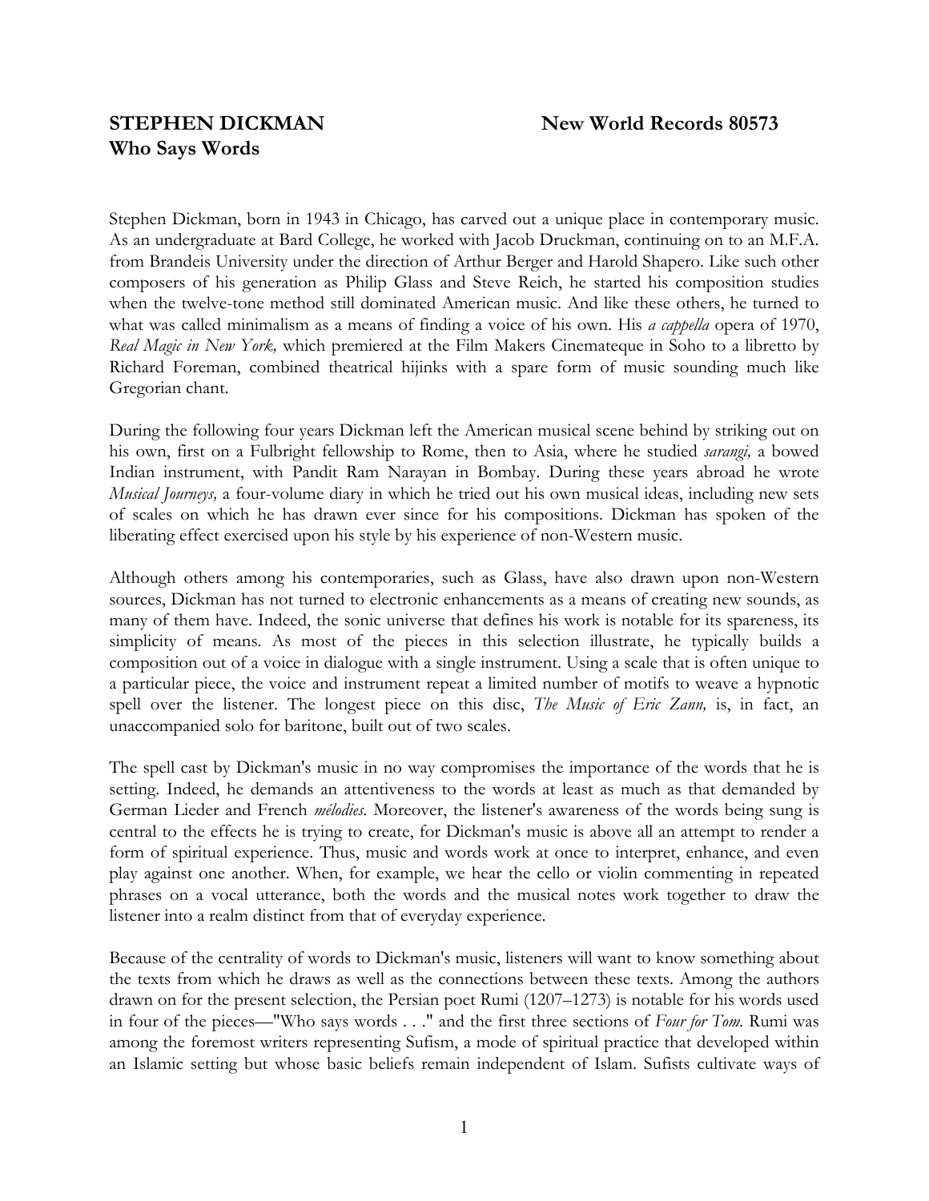**STEPHEN DICKMAN** **New World Records 80573**
**Who Says Words**

Stephen Dickman, born in 1943 in Chicago, has carved out a unique place in contemporary music. As an undergraduate at Bard College, he worked with Jacob Druckman, continuing on to an M.F.A. from Brandeis University under the direction of Arthur Berger and Harold Shapero. Like such other composers of his generation as Philip Glass and Steve Reich, he started his composition studies when the twelve-tone method still dominated American music. And like these others, he turned to what was called minimalism as a means of finding a voice of his own. His *a cappella* opera of 1970, *Real Magic in New York,* which premiered at the Film Makers Cinemateque in Soho to a libretto by Richard Foreman, combined theatrical hijinks with a spare form of music sounding much like Gregorian chant.

During the following four years Dickman left the American musical scene behind by striking out on his own, first on a Fulbright fellowship to Rome, then to Asia, where he studied *sarangi,* a bowed Indian instrument, with Pandit Ram Narayan in Bombay. During these years abroad he wrote *Musical Journeys,* a four-volume diary in which he tried out his own musical ideas, including new sets of scales on which he has drawn ever since for his compositions. Dickman has spoken of the liberating effect exercised upon his style by his experience of non-Western music.

Although others among his contemporaries, such as Glass, have also drawn upon non-Western sources, Dickman has not turned to electronic enhancements as a means of creating new sounds, as many of them have. Indeed, the sonic universe that defines his work is notable for its spareness, its simplicity of means. As most of the pieces in this selection illustrate, he typically builds a composition out of a voice in dialogue with a single instrument. Using a scale that is often unique to a particular piece, the voice and instrument repeat a limited number of motifs to weave a hypnotic spell over the listener. The longest piece on this disc, *The Music of Eric Zann,* is, in fact, an unaccompanied solo for baritone, built out of two scales.

The spell cast by Dickman's music in no way compromises the importance of the words that he is setting. Indeed, he demands an attentiveness to the words at least as much as that demanded by German Lieder and French *mélodies*. Moreover, the listener's awareness of the words being sung is central to the effects he is trying to create, for Dickman's music is above all an attempt to render a form of spiritual experience. Thus, music and words work at once to interpret, enhance, and even play against one another. When, for example, we hear the cello or violin commenting in repeated phrases on a vocal utterance, both the words and the musical notes work together to draw the listener into a realm distinct from that of everyday experience.

Because of the centrality of words to Dickman's music, listeners will want to know something about the texts from which he draws as well as the connections between these texts. Among the authors drawn on for the present selection, the Persian poet Rumi (1207–1273) is notable for his words used in four of the pieces—"Who says words . . ." and the first three sections of *Four for Tom.* Rumi was among the foremost writers representing Sufism, a mode of spiritual practice that developed within an Islamic setting but whose basic beliefs remain independent of Islam. Sufists cultivate ways of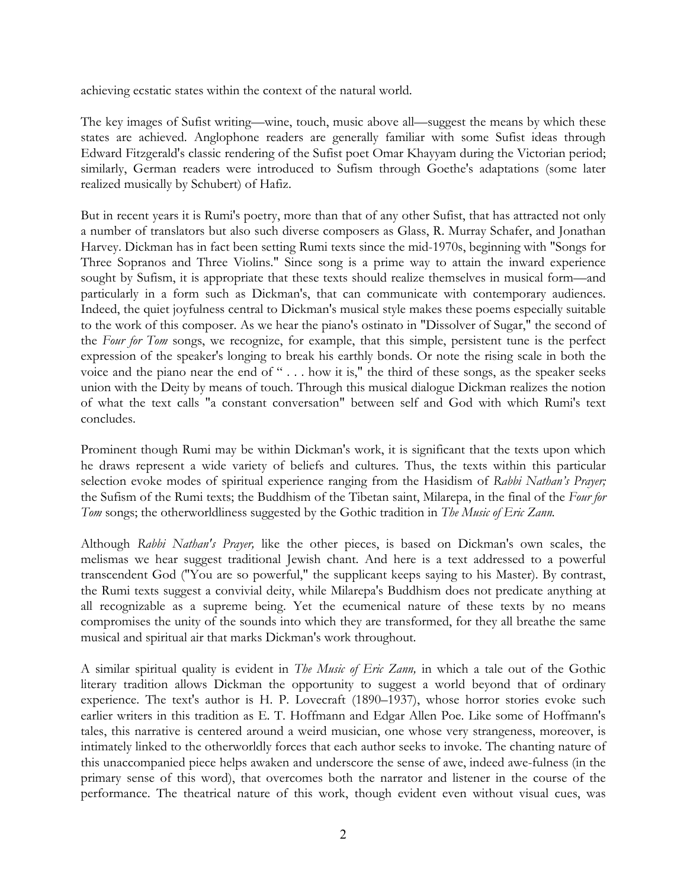achieving ecstatic states within the context of the natural world.

The key images of Sufist writing—wine, touch, music above all—suggest the means by which these states are achieved. Anglophone readers are generally familiar with some Sufist ideas through Edward Fitzgerald's classic rendering of the Sufist poet Omar Khayyam during the Victorian period; similarly, German readers were introduced to Sufism through Goethe's adaptations (some later realized musically by Schubert) of Hafiz.

But in recent years it is Rumi's poetry, more than that of any other Sufist, that has attracted not only a number of translators but also such diverse composers as Glass, R. Murray Schafer, and Jonathan Harvey. Dickman has in fact been setting Rumi texts since the mid-1970s, beginning with "Songs for Three Sopranos and Three Violins." Since song is a prime way to attain the inward experience sought by Sufism, it is appropriate that these texts should realize themselves in musical form—and particularly in a form such as Dickman's, that can communicate with contemporary audiences. Indeed, the quiet joyfulness central to Dickman's musical style makes these poems especially suitable to the work of this composer. As we hear the piano's ostinato in "Dissolver of Sugar," the second of the *Four for Tom* songs, we recognize, for example, that this simple, persistent tune is the perfect expression of the speaker's longing to break his earthly bonds. Or note the rising scale in both the voice and the piano near the end of " . . . how it is," the third of these songs, as the speaker seeks union with the Deity by means of touch. Through this musical dialogue Dickman realizes the notion of what the text calls "a constant conversation" between self and God with which Rumi's text concludes.

Prominent though Rumi may be within Dickman's work, it is significant that the texts upon which he draws represent a wide variety of beliefs and cultures. Thus, the texts within this particular selection evoke modes of spiritual experience ranging from the Hasidism of *Rabbi Nathan's Prayer;* the Sufism of the Rumi texts; the Buddhism of the Tibetan saint, Milarepa, in the final of the *Four for Tom* songs; the otherworldliness suggested by the Gothic tradition in *The Music of Eric Zann.*

Although *Rabbi Nathan's Prayer,* like the other pieces, is based on Dickman's own scales, the melismas we hear suggest traditional Jewish chant. And here is a text addressed to a powerful transcendent God ("You are so powerful," the supplicant keeps saying to his Master). By contrast, the Rumi texts suggest a convivial deity, while Milarepa's Buddhism does not predicate anything at all recognizable as a supreme being. Yet the ecumenical nature of these texts by no means compromises the unity of the sounds into which they are transformed, for they all breathe the same musical and spiritual air that marks Dickman's work throughout.

A similar spiritual quality is evident in *The Music of Eric Zann,* in which a tale out of the Gothic literary tradition allows Dickman the opportunity to suggest a world beyond that of ordinary experience. The text's author is H. P. Lovecraft (1890–1937), whose horror stories evoke such earlier writers in this tradition as E. T. Hoffmann and Edgar Allen Poe. Like some of Hoffmann's tales, this narrative is centered around a weird musician, one whose very strangeness, moreover, is intimately linked to the otherworldly forces that each author seeks to invoke. The chanting nature of this unaccompanied piece helps awaken and underscore the sense of awe, indeed awe-fulness (in the primary sense of this word), that overcomes both the narrator and listener in the course of the performance. The theatrical nature of this work, though evident even without visual cues, was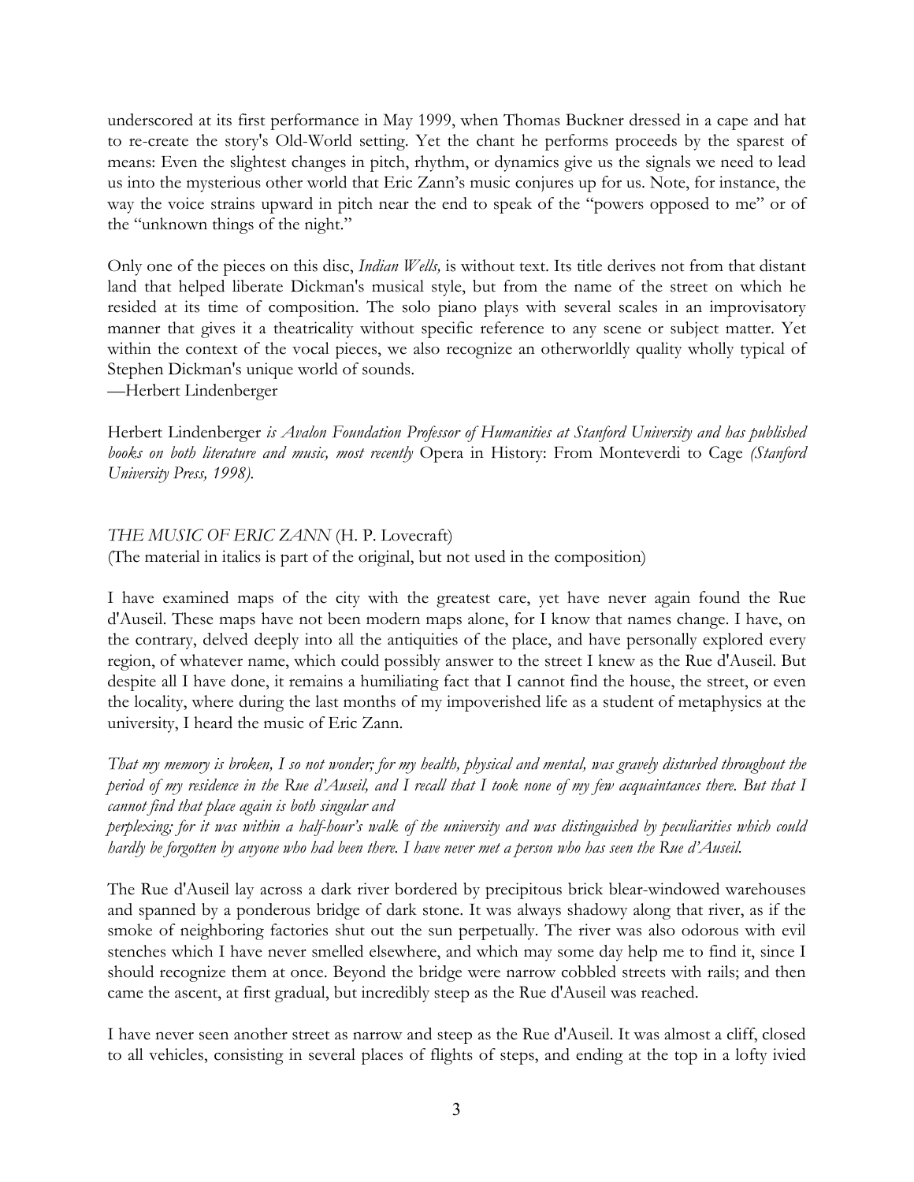underscored at its first performance in May 1999, when Thomas Buckner dressed in a cape and hat to re-create the story's Old-World setting. Yet the chant he performs proceeds by the sparest of means: Even the slightest changes in pitch, rhythm, or dynamics give us the signals we need to lead us into the mysterious other world that Eric Zann's music conjures up for us. Note, for instance, the way the voice strains upward in pitch near the end to speak of the "powers opposed to me" or of the "unknown things of the night."

Only one of the pieces on this disc, *Indian Wells,* is without text. Its title derives not from that distant land that helped liberate Dickman's musical style, but from the name of the street on which he resided at its time of composition. The solo piano plays with several scales in an improvisatory manner that gives it a theatricality without specific reference to any scene or subject matter. Yet within the context of the vocal pieces, we also recognize an otherworldly quality wholly typical of Stephen Dickman's unique world of sounds.
—Herbert Lindenberger

Herbert Lindenberger *is Avalon Foundation Professor of Humanities at Stanford University and has published books on both literature and music, most recently* Opera in History: From Monteverdi to Cage *(Stanford University Press, 1998).*

*THE MUSIC OF ERIC ZANN* (H. P. Lovecraft)
(The material in italics is part of the original, but not used in the composition)

I have examined maps of the city with the greatest care, yet have never again found the Rue d'Auseil. These maps have not been modern maps alone, for I know that names change. I have, on the contrary, delved deeply into all the antiquities of the place, and have personally explored every region, of whatever name, which could possibly answer to the street I knew as the Rue d'Auseil. But despite all I have done, it remains a humiliating fact that I cannot find the house, the street, or even the locality, where during the last months of my impoverished life as a student of metaphysics at the university, I heard the music of Eric Zann.

*That my memory is broken, I so not wonder; for my health, physical and mental, was gravely disturbed throughout the period of my residence in the Rue d'Auseil, and I recall that I took none of my few acquaintances there. But that I cannot find that place again is both singular and perplexing; for it was within a half-hour's walk of the university and was distinguished by peculiarities which could hardly be forgotten by anyone who had been there. I have never met a person who has seen the Rue d'Auseil.*

The Rue d'Auseil lay across a dark river bordered by precipitous brick blear-windowed warehouses and spanned by a ponderous bridge of dark stone. It was always shadowy along that river, as if the smoke of neighboring factories shut out the sun perpetually. The river was also odorous with evil stenches which I have never smelled elsewhere, and which may some day help me to find it, since I should recognize them at once. Beyond the bridge were narrow cobbled streets with rails; and then came the ascent, at first gradual, but incredibly steep as the Rue d'Auseil was reached.

I have never seen another street as narrow and steep as the Rue d'Auseil. It was almost a cliff, closed to all vehicles, consisting in several places of flights of steps, and ending at the top in a lofty ivied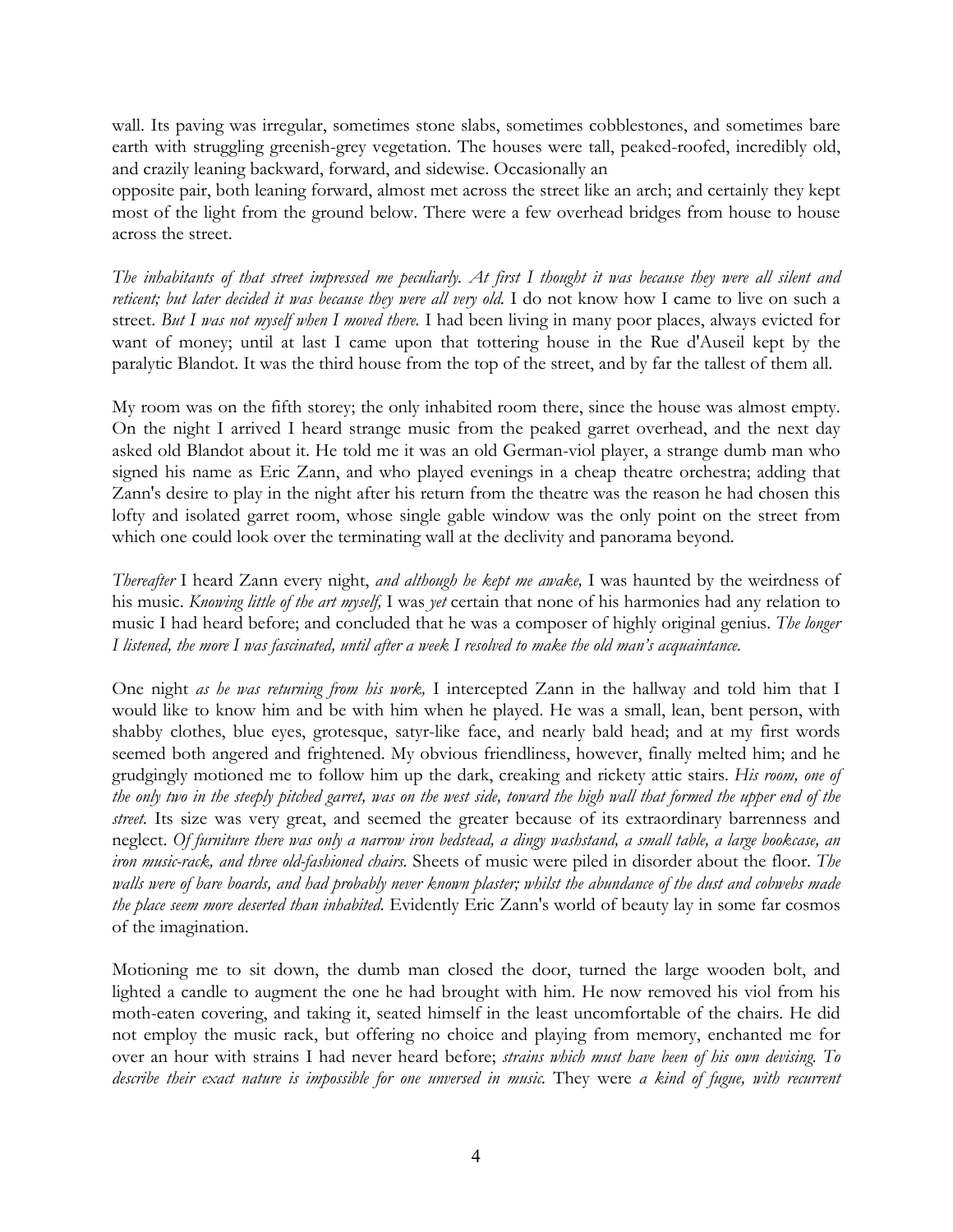wall. Its paving was irregular, sometimes stone slabs, sometimes cobblestones, and sometimes bare earth with struggling greenish-grey vegetation. The houses were tall, peaked-roofed, incredibly old, and crazily leaning backward, forward, and sidewise. Occasionally an opposite pair, both leaning forward, almost met across the street like an arch; and certainly they kept most of the light from the ground below. There were a few overhead bridges from house to house across the street.

*The inhabitants of that street impressed me peculiarly. At first I thought it was because they were all silent and reticent; but later decided it was because they were all very old.* I do not know how I came to live on such a street. *But I was not myself when I moved there.* I had been living in many poor places, always evicted for want of money; until at last I came upon that tottering house in the Rue d'Auseil kept by the paralytic Blandot. It was the third house from the top of the street, and by far the tallest of them all.

My room was on the fifth storey; the only inhabited room there, since the house was almost empty. On the night I arrived I heard strange music from the peaked garret overhead, and the next day asked old Blandot about it. He told me it was an old German-viol player, a strange dumb man who signed his name as Eric Zann, and who played evenings in a cheap theatre orchestra; adding that Zann's desire to play in the night after his return from the theatre was the reason he had chosen this lofty and isolated garret room, whose single gable window was the only point on the street from which one could look over the terminating wall at the declivity and panorama beyond.

*Thereafter* I heard Zann every night, *and although he kept me awake,* I was haunted by the weirdness of his music. *Knowing little of the art myself,* I was *yet* certain that none of his harmonies had any relation to music I had heard before; and concluded that he was a composer of highly original genius. *The longer I listened, the more I was fascinated, until after a week I resolved to make the old man's acquaintance.*

One night *as he was returning from his work,* I intercepted Zann in the hallway and told him that I would like to know him and be with him when he played. He was a small, lean, bent person, with shabby clothes, blue eyes, grotesque, satyr-like face, and nearly bald head; and at my first words seemed both angered and frightened. My obvious friendliness, however, finally melted him; and he grudgingly motioned me to follow him up the dark, creaking and rickety attic stairs. *His room, one of the only two in the steeply pitched garret, was on the west side, toward the high wall that formed the upper end of the street.* Its size was very great, and seemed the greater because of its extraordinary barrenness and neglect. *Of furniture there was only a narrow iron bedstead, a dingy washstand, a small table, a large bookcase, an iron music-rack, and three old-fashioned chairs.* Sheets of music were piled in disorder about the floor. *The walls were of bare boards, and had probably never known plaster; whilst the abundance of the dust and cobwebs made the place seem more deserted than inhabited.* Evidently Eric Zann's world of beauty lay in some far cosmos of the imagination.

Motioning me to sit down, the dumb man closed the door, turned the large wooden bolt, and lighted a candle to augment the one he had brought with him. He now removed his viol from his moth-eaten covering, and taking it, seated himself in the least uncomfortable of the chairs. He did not employ the music rack, but offering no choice and playing from memory, enchanted me for over an hour with strains I had never heard before; *strains which must have been of his own devising. To describe their exact nature is impossible for one unversed in music.* They were *a kind of fugue, with recurrent*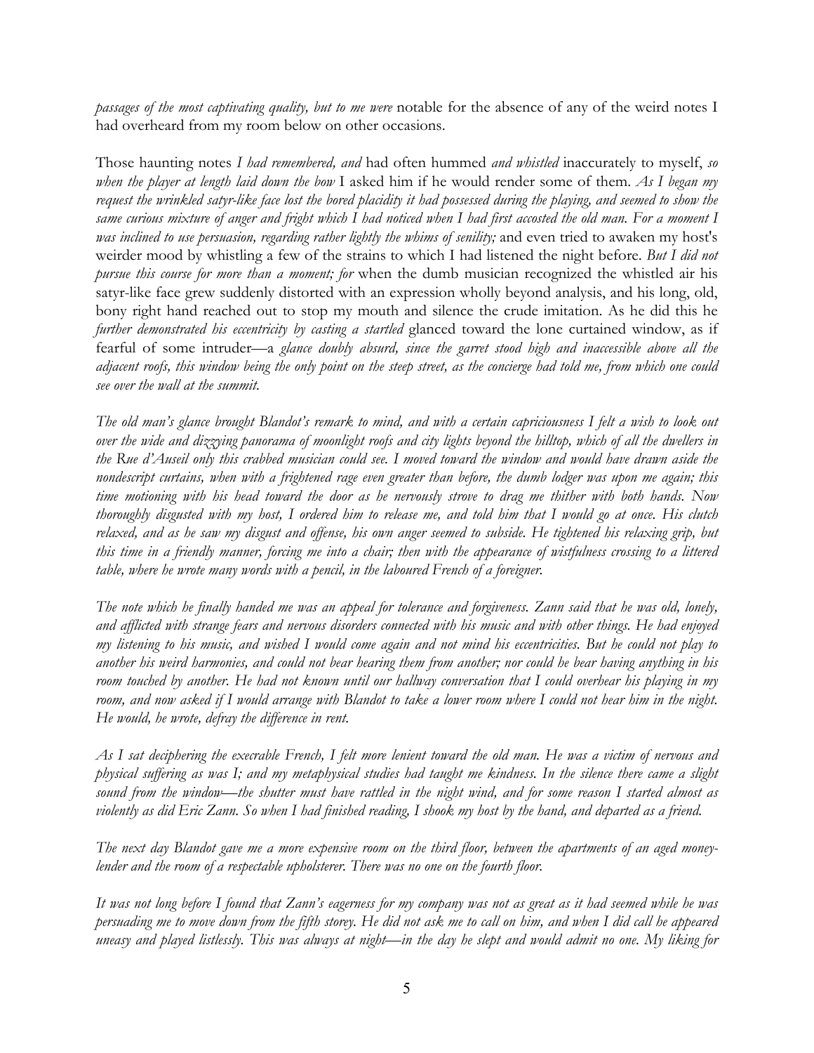*passages of the most captivating quality, but to me were* notable for the absence of any of the weird notes I had overheard from my room below on other occasions.

Those haunting notes *I had remembered, and* had often hummed *and whistled* inaccurately to myself, *so when the player at length laid down the bow* I asked him if he would render some of them. *As I began my request the wrinkled satyr-like face lost the bored placidity it had possessed during the playing, and seemed to show the same curious mixture of anger and fright which I had noticed when I had first accosted the old man. For a moment I was inclined to use persuasion, regarding rather lightly the whims of senility;* and even tried to awaken my host's weirder mood by whistling a few of the strains to which I had listened the night before. *But I did not pursue this course for more than a moment; for* when the dumb musician recognized the whistled air his satyr-like face grew suddenly distorted with an expression wholly beyond analysis, and his long, old, bony right hand reached out to stop my mouth and silence the crude imitation. As he did this he *further demonstrated his eccentricity by casting a startled* glanced toward the lone curtained window, as if fearful of some intruder—a *glance doubly absurd, since the garret stood high and inaccessible above all the adjacent roofs, this window being the only point on the steep street, as the concierge had told me, from which one could see over the wall at the summit.*

*The old man's glance brought Blandot's remark to mind, and with a certain capriciousness I felt a wish to look out over the wide and dizzying panorama of moonlight roofs and city lights beyond the hilltop, which of all the dwellers in the Rue d'Auseil only this crabbed musician could see. I moved toward the window and would have drawn aside the nondescript curtains, when with a frightened rage even greater than before, the dumb lodger was upon me again; this time motioning with his head toward the door as he nervously strove to drag me thither with both hands. Now thoroughly disgusted with my host, I ordered him to release me, and told him that I would go at once. His clutch relaxed, and as he saw my disgust and offense, his own anger seemed to subside. He tightened his relaxing grip, but this time in a friendly manner, forcing me into a chair; then with the appearance of wistfulness crossing to a littered table, where he wrote many words with a pencil, in the laboured French of a foreigner.*

*The note which he finally handed me was an appeal for tolerance and forgiveness. Zann said that he was old, lonely, and afflicted with strange fears and nervous disorders connected with his music and with other things. He had enjoyed my listening to his music, and wished I would come again and not mind his eccentricities. But he could not play to another his weird harmonies, and could not bear hearing them from another; nor could he bear having anything in his room touched by another. He had not known until our hallway conversation that I could overhear his playing in my room, and now asked if I would arrange with Blandot to take a lower room where I could not hear him in the night. He would, he wrote, defray the difference in rent.*

*As I sat deciphering the execrable French, I felt more lenient toward the old man. He was a victim of nervous and physical suffering as was I; and my metaphysical studies had taught me kindness. In the silence there came a slight sound from the window—the shutter must have rattled in the night wind, and for some reason I started almost as violently as did Eric Zann. So when I had finished reading, I shook my host by the hand, and departed as a friend.*

*The next day Blandot gave me a more expensive room on the third floor, between the apartments of an aged money-lender and the room of a respectable upholsterer. There was no one on the fourth floor.*

*It was not long before I found that Zann's eagerness for my company was not as great as it had seemed while he was persuading me to move down from the fifth storey. He did not ask me to call on him, and when I did call he appeared uneasy and played listlessly. This was always at night—in the day he slept and would admit no one. My liking for*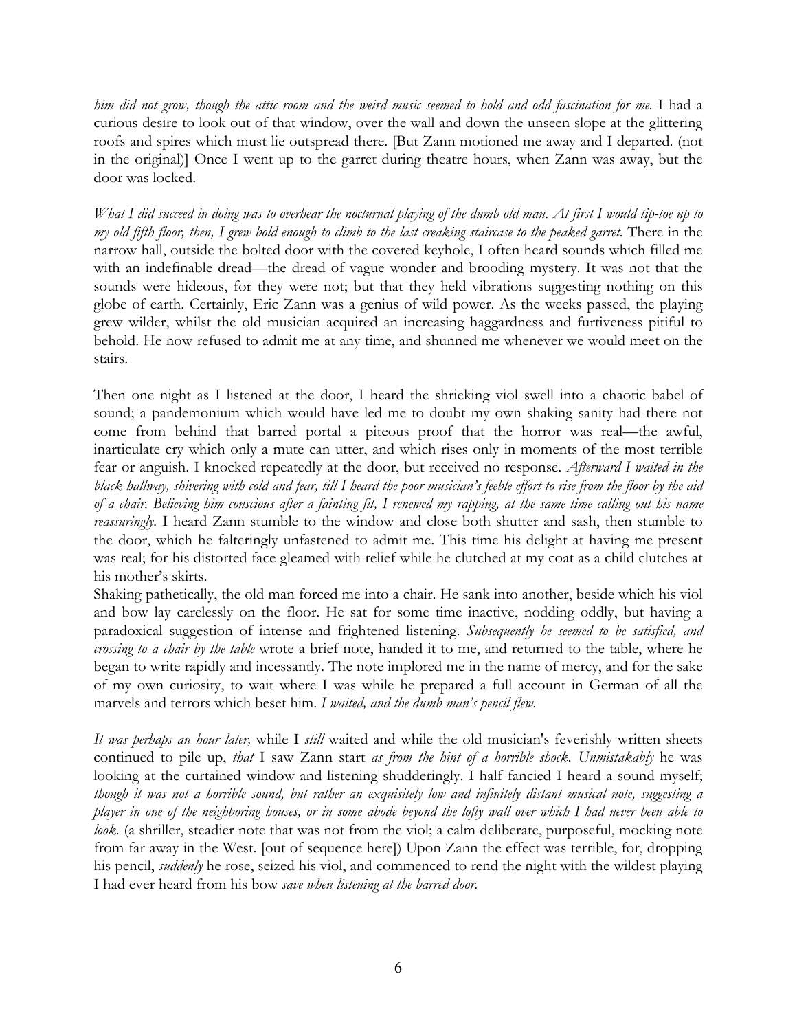*him did not grow, though the attic room and the weird music seemed to hold and odd fascination for me.* I had a curious desire to look out of that window, over the wall and down the unseen slope at the glittering roofs and spires which must lie outspread there. [But Zann motioned me away and I departed. (not in the original)] Once I went up to the garret during theatre hours, when Zann was away, but the door was locked.

*What I did succeed in doing was to overhear the nocturnal playing of the dumb old man. At first I would tip-toe up to my old fifth floor, then, I grew bold enough to climb to the last creaking staircase to the peaked garret.* There in the narrow hall, outside the bolted door with the covered keyhole, I often heard sounds which filled me with an indefinable dread—the dread of vague wonder and brooding mystery. It was not that the sounds were hideous, for they were not; but that they held vibrations suggesting nothing on this globe of earth. Certainly, Eric Zann was a genius of wild power. As the weeks passed, the playing grew wilder, whilst the old musician acquired an increasing haggardness and furtiveness pitiful to behold. He now refused to admit me at any time, and shunned me whenever we would meet on the stairs.

Then one night as I listened at the door, I heard the shrieking viol swell into a chaotic babel of sound; a pandemonium which would have led me to doubt my own shaking sanity had there not come from behind that barred portal a piteous proof that the horror was real—the awful, inarticulate cry which only a mute can utter, and which rises only in moments of the most terrible fear or anguish. I knocked repeatedly at the door, but received no response. *Afterward I waited in the black hallway, shivering with cold and fear, till I heard the poor musician's feeble effort to rise from the floor by the aid of a chair. Believing him conscious after a fainting fit, I renewed my rapping, at the same time calling out his name reassuringly.* I heard Zann stumble to the window and close both shutter and sash, then stumble to the door, which he falteringly unfastened to admit me. This time his delight at having me present was real; for his distorted face gleamed with relief while he clutched at my coat as a child clutches at his mother's skirts.

Shaking pathetically, the old man forced me into a chair. He sank into another, beside which his viol and bow lay carelessly on the floor. He sat for some time inactive, nodding oddly, but having a paradoxical suggestion of intense and frightened listening. *Subsequently he seemed to be satisfied, and crossing to a chair by the table* wrote a brief note, handed it to me, and returned to the table, where he began to write rapidly and incessantly. The note implored me in the name of mercy, and for the sake of my own curiosity, to wait where I was while he prepared a full account in German of all the marvels and terrors which beset him. *I waited, and the dumb man's pencil flew.*

*It was perhaps an hour later,* while I *still* waited and while the old musician's feverishly written sheets continued to pile up, *that* I saw Zann start *as from the hint of a horrible shock. Unmistakably* he was looking at the curtained window and listening shudderingly. I half fancied I heard a sound myself; *though it was not a horrible sound, but rather an exquisitely low and infinitely distant musical note, suggesting a player in one of the neighboring houses, or in some abode beyond the lofty wall over which I had never been able to look.* (a shriller, steadier note that was not from the viol; a calm deliberate, purposeful, mocking note from far away in the West. [out of sequence here]) Upon Zann the effect was terrible, for, dropping his pencil, *suddenly* he rose, seized his viol, and commenced to rend the night with the wildest playing I had ever heard from his bow *save when listening at the barred door.*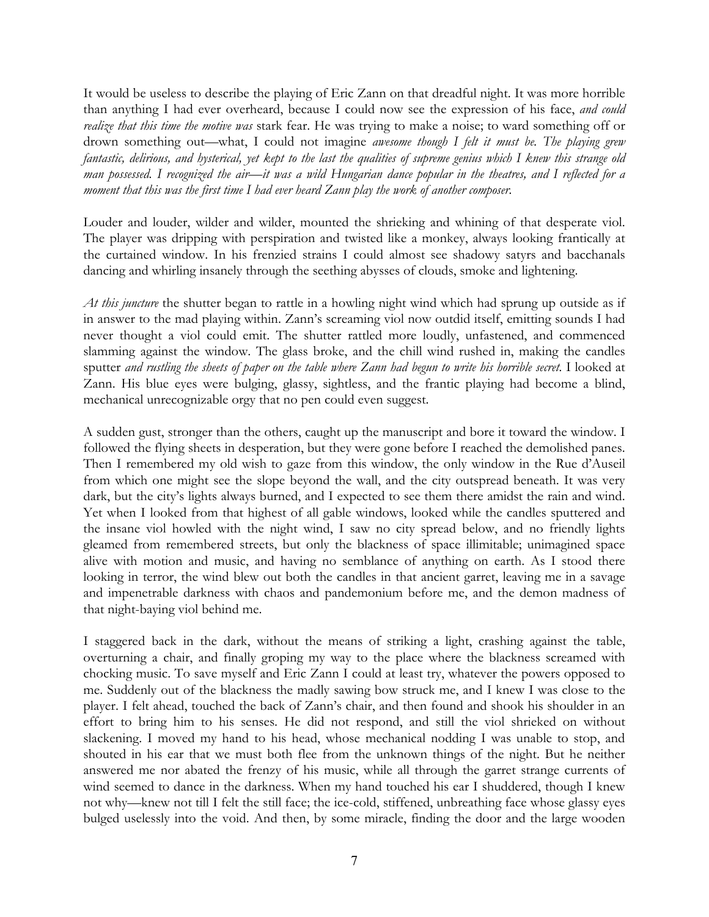It would be useless to describe the playing of Eric Zann on that dreadful night. It was more horrible than anything I had ever overheard, because I could now see the expression of his face, *and could realize that this time the motive was* stark fear. He was trying to make a noise; to ward something off or drown something out—what, I could not imagine *awesome though I felt it must be. The playing grew fantastic, delirious, and hysterical, yet kept to the last the qualities of supreme genius which I knew this strange old man possessed. I recognized the air—it was a wild Hungarian dance popular in the theatres, and I reflected for a moment that this was the first time I had ever heard Zann play the work of another composer.*

Louder and louder, wilder and wilder, mounted the shrieking and whining of that desperate viol. The player was dripping with perspiration and twisted like a monkey, always looking frantically at the curtained window. In his frenzied strains I could almost see shadowy satyrs and bacchanals dancing and whirling insanely through the seething abysses of clouds, smoke and lightening.

*At this juncture* the shutter began to rattle in a howling night wind which had sprung up outside as if in answer to the mad playing within. Zann's screaming viol now outdid itself, emitting sounds I had never thought a viol could emit. The shutter rattled more loudly, unfastened, and commenced slamming against the window. The glass broke, and the chill wind rushed in, making the candles sputter *and rustling the sheets of paper on the table where Zann had begun to write his horrible secret.* I looked at Zann. His blue eyes were bulging, glassy, sightless, and the frantic playing had become a blind, mechanical unrecognizable orgy that no pen could even suggest.

A sudden gust, stronger than the others, caught up the manuscript and bore it toward the window. I followed the flying sheets in desperation, but they were gone before I reached the demolished panes. Then I remembered my old wish to gaze from this window, the only window in the Rue d'Auseil from which one might see the slope beyond the wall, and the city outspread beneath. It was very dark, but the city's lights always burned, and I expected to see them there amidst the rain and wind. Yet when I looked from that highest of all gable windows, looked while the candles sputtered and the insane viol howled with the night wind, I saw no city spread below, and no friendly lights gleamed from remembered streets, but only the blackness of space illimitable; unimagined space alive with motion and music, and having no semblance of anything on earth. As I stood there looking in terror, the wind blew out both the candles in that ancient garret, leaving me in a savage and impenetrable darkness with chaos and pandemonium before me, and the demon madness of that night-baying viol behind me.

I staggered back in the dark, without the means of striking a light, crashing against the table, overturning a chair, and finally groping my way to the place where the blackness screamed with chocking music. To save myself and Eric Zann I could at least try, whatever the powers opposed to me. Suddenly out of the blackness the madly sawing bow struck me, and I knew I was close to the player. I felt ahead, touched the back of Zann's chair, and then found and shook his shoulder in an effort to bring him to his senses. He did not respond, and still the viol shrieked on without slackening. I moved my hand to his head, whose mechanical nodding I was unable to stop, and shouted in his ear that we must both flee from the unknown things of the night. But he neither answered me nor abated the frenzy of his music, while all through the garret strange currents of wind seemed to dance in the darkness. When my hand touched his ear I shuddered, though I knew not why—knew not till I felt the still face; the ice-cold, stiffened, unbreathing face whose glassy eyes bulged uselessly into the void. And then, by some miracle, finding the door and the large wooden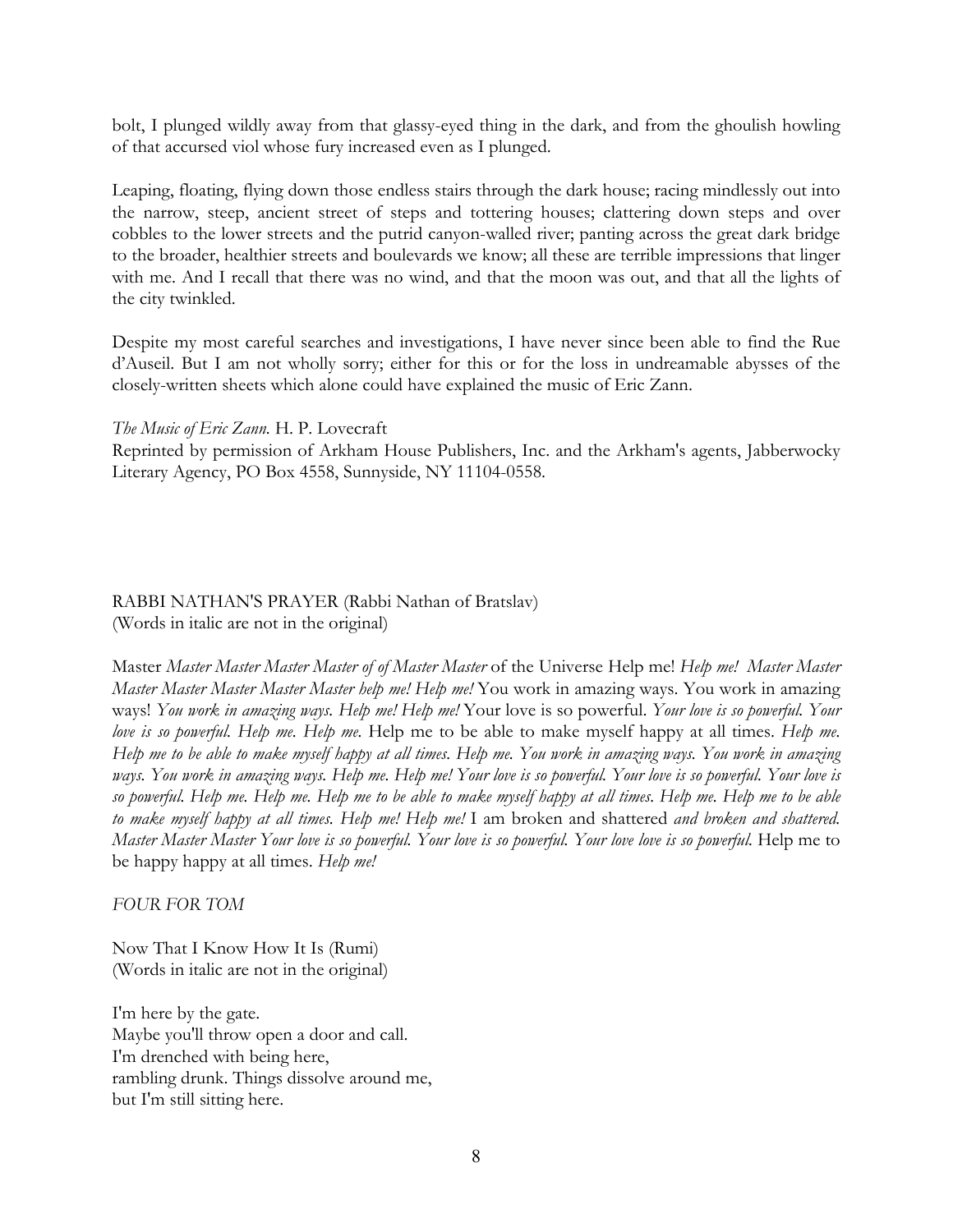bolt, I plunged wildly away from that glassy-eyed thing in the dark, and from the ghoulish howling of that accursed viol whose fury increased even as I plunged.

Leaping, floating, flying down those endless stairs through the dark house; racing mindlessly out into the narrow, steep, ancient street of steps and tottering houses; clattering down steps and over cobbles to the lower streets and the putrid canyon-walled river; panting across the great dark bridge to the broader, healthier streets and boulevards we know; all these are terrible impressions that linger with me. And I recall that there was no wind, and that the moon was out, and that all the lights of the city twinkled.

Despite my most careful searches and investigations, I have never since been able to find the Rue d'Auseil. But I am not wholly sorry; either for this or for the loss in undreamable abysses of the closely-written sheets which alone could have explained the music of Eric Zann.

*The Music of Eric Zann.* H. P. Lovecraft
Reprinted by permission of Arkham House Publishers, Inc. and the Arkham's agents, Jabberwocky Literary Agency, PO Box 4558, Sunnyside, NY 11104-0558.

RABBI NATHAN'S PRAYER (Rabbi Nathan of Bratslav)
(Words in italic are not in the original)

Master *Master Master Master Master of of Master Master* of the Universe Help me! *Help me! Master Master Master Master Master Master Master help me! Help me!* You work in amazing ways. You work in amazing ways! *You work in amazing ways. Help me! Help me!* Your love is so powerful. *Your love is so powerful. Your love is so powerful. Help me. Help me.* Help me to be able to make myself happy at all times. *Help me. Help me to be able to make myself happy at all times. Help me. You work in amazing ways. You work in amazing ways. You work in amazing ways. Help me. Help me! Your love is so powerful. Your love is so powerful. Your love is so powerful. Help me. Help me. Help me to be able to make myself happy at all times. Help me. Help me to be able to make myself happy at all times. Help me! Help me!* I am broken and shattered *and broken and shattered. Master Master Master Your love is so powerful. Your love is so powerful. Your love love is so powerful.* Help me to be happy happy at all times. *Help me!*

*FOUR FOR TOM*

Now That I Know How It Is (Rumi)
(Words in italic are not in the original)

I'm here by the gate.
Maybe you'll throw open a door and call.
I'm drenched with being here,
rambling drunk. Things dissolve around me,
but I'm still sitting here.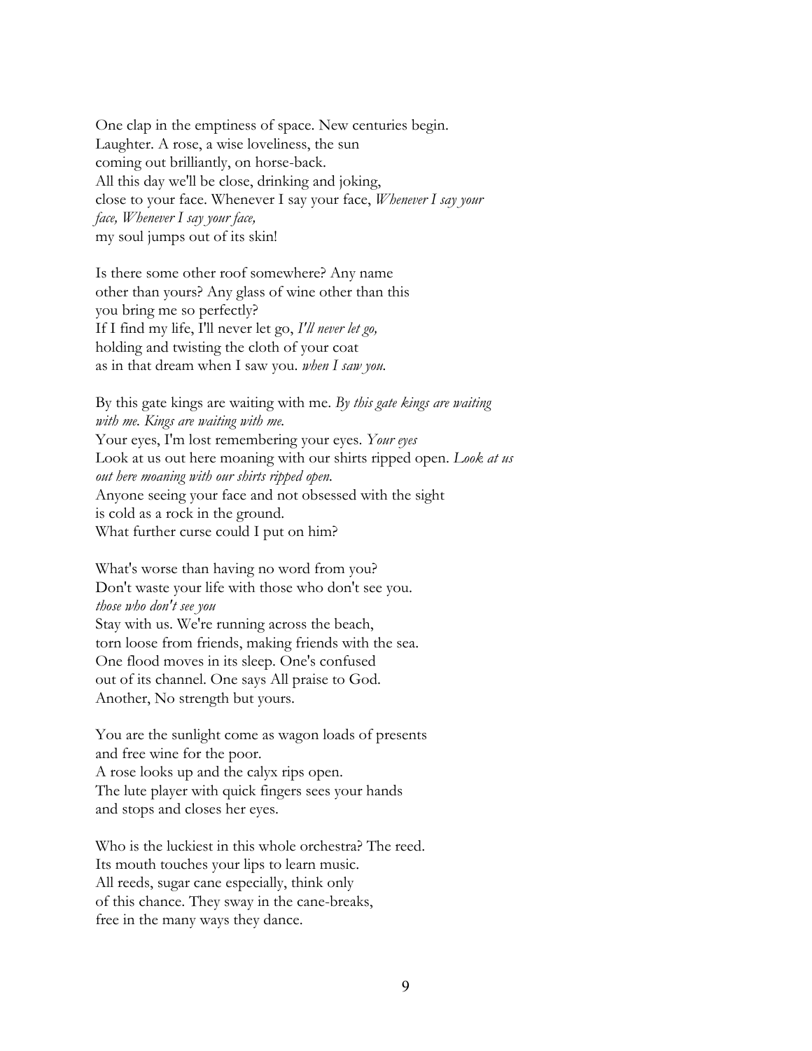One clap in the emptiness of space. New centuries begin.  
Laughter. A rose, a wise loveliness, the sun  
coming out brilliantly, on horse-back.  
All this day we'll be close, drinking and joking,  
close to your face. Whenever I say your face, *Whenever I say your face, Whenever I say your face,*  
my soul jumps out of its skin!

Is there some other roof somewhere? Any name  
other than yours? Any glass of wine other than this  
you bring me so perfectly?  
If I find my life, I'll never let go, *I'll never let go,*  
holding and twisting the cloth of your coat  
as in that dream when I saw you. *when I saw you.*

By this gate kings are waiting with me. *By this gate kings are waiting with me. Kings are waiting with me.*  
Your eyes, I'm lost remembering your eyes. *Your eyes*  
Look at us out here moaning with our shirts ripped open. *Look at us out here moaning with our shirts ripped open.*  
Anyone seeing your face and not obsessed with the sight  
is cold as a rock in the ground.  
What further curse could I put on him?

What's worse than having no word from you?  
Don't waste your life with those who don't see you.  
*those who don't see you*  
Stay with us. We're running across the beach,  
torn loose from friends, making friends with the sea.  
One flood moves in its sleep. One's confused  
out of its channel. One says All praise to God.  
Another, No strength but yours.

You are the sunlight come as wagon loads of presents  
and free wine for the poor.  
A rose looks up and the calyx rips open.  
The lute player with quick fingers sees your hands  
and stops and closes her eyes.

Who is the luckiest in this whole orchestra? The reed.  
Its mouth touches your lips to learn music.  
All reeds, sugar cane especially, think only  
of this chance. They sway in the cane-breaks,  
free in the many ways they dance.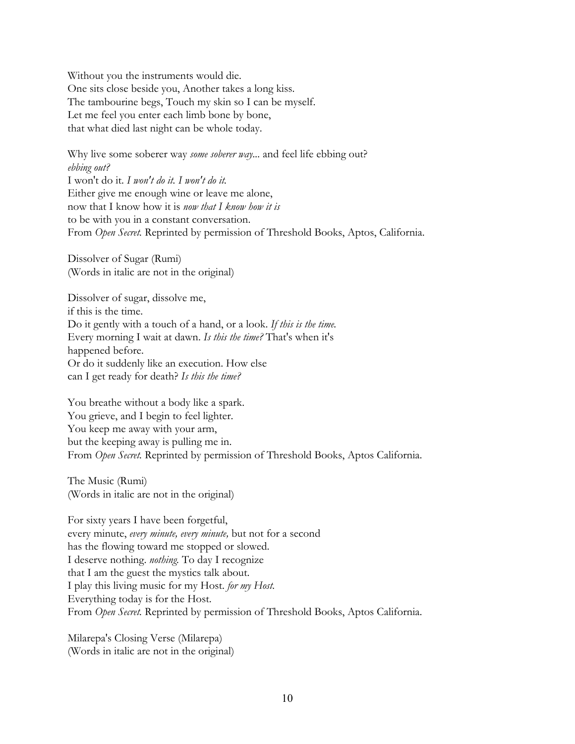Without you the instruments would die.
One sits close beside you, Another takes a long kiss.
The tambourine begs, Touch my skin so I can be myself.
Let me feel you enter each limb bone by bone,
that what died last night can be whole today.

Why live some soberer way *some soberer way*... and feel life ebbing out?
*ebbing out?*
I won't do it. *I won't do it. I won't do it.*
Either give me enough wine or leave me alone,
now that I know how it is *now that I know how it is*
to be with you in a constant conversation.
From *Open Secret.* Reprinted by permission of Threshold Books, Aptos, California.

Dissolver of Sugar (Rumi)
(Words in italic are not in the original)

Dissolver of sugar, dissolve me,
if this is the time.
Do it gently with a touch of a hand, or a look. *If this is the time.*
Every morning I wait at dawn. *Is this the time?* That's when it's
happened before.
Or do it suddenly like an execution. How else
can I get ready for death? *Is this the time?*

You breathe without a body like a spark.
You grieve, and I begin to feel lighter.
You keep me away with your arm,
but the keeping away is pulling me in.
From *Open Secret.* Reprinted by permission of Threshold Books, Aptos California.

The Music (Rumi)
(Words in italic are not in the original)

For sixty years I have been forgetful,
every minute, *every minute, every minute,* but not for a second
has the flowing toward me stopped or slowed.
I deserve nothing. *nothing.* To day I recognize
that I am the guest the mystics talk about.
I play this living music for my Host. *for my Host.*
Everything today is for the Host.
From *Open Secret.* Reprinted by permission of Threshold Books, Aptos California.

Milarepa's Closing Verse (Milarepa)
(Words in italic are not in the original)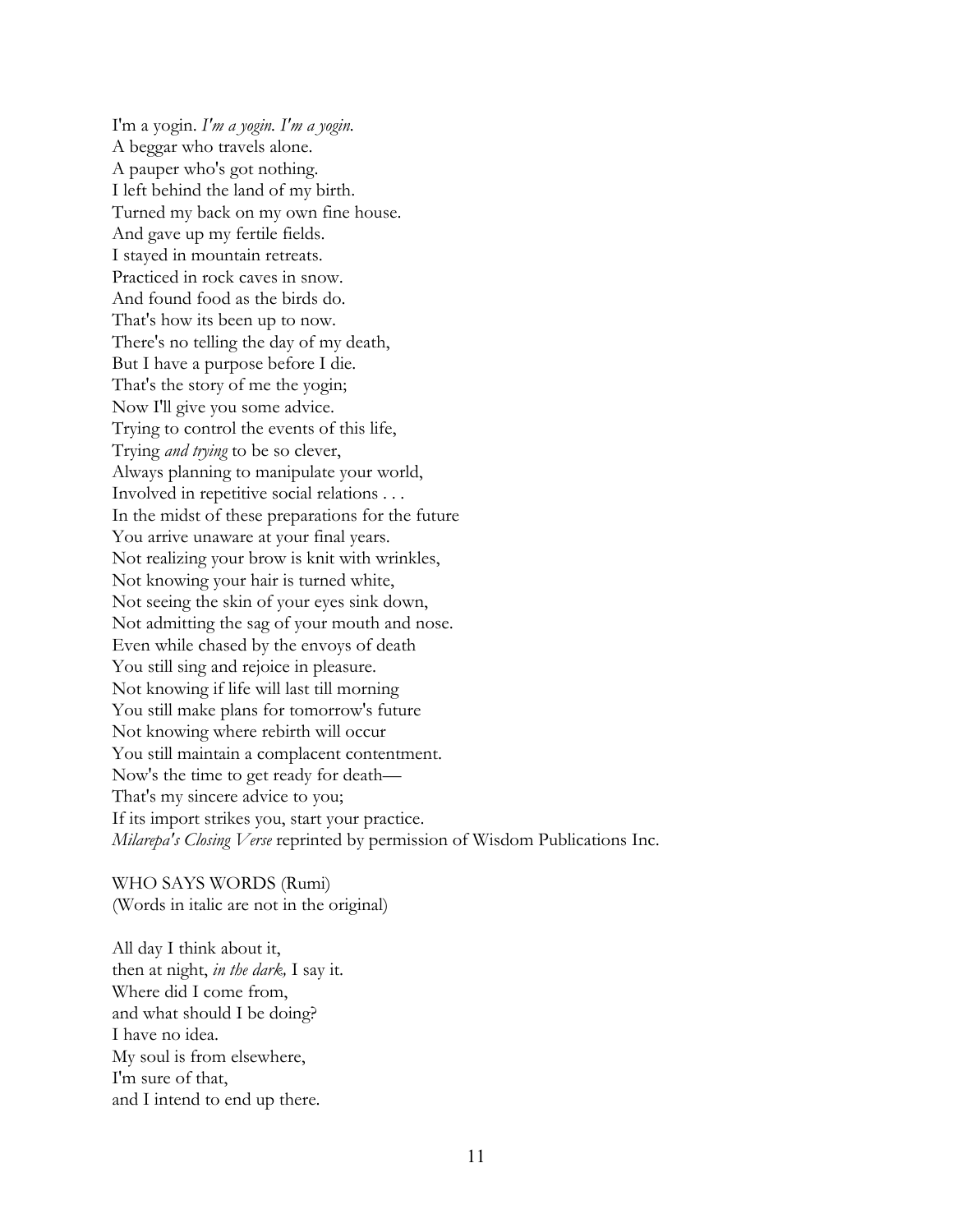I'm a yogin. *I'm a yogin. I'm a yogin.*  
A beggar who travels alone.  
A pauper who's got nothing.  
I left behind the land of my birth.  
Turned my back on my own fine house.  
And gave up my fertile fields.  
I stayed in mountain retreats.  
Practiced in rock caves in snow.  
And found food as the birds do.  
That's how its been up to now.  
There's no telling the day of my death,  
But I have a purpose before I die.  
That's the story of me the yogin;  
Now I'll give you some advice.  
Trying to control the events of this life,  
Trying *and trying* to be so clever,  
Always planning to manipulate your world,  
Involved in repetitive social relations . . .  
In the midst of these preparations for the future  
You arrive unaware at your final years.  
Not realizing your brow is knit with wrinkles,  
Not knowing your hair is turned white,  
Not seeing the skin of your eyes sink down,  
Not admitting the sag of your mouth and nose.  
Even while chased by the envoys of death  
You still sing and rejoice in pleasure.  
Not knowing if life will last till morning  
You still make plans for tomorrow's future  
Not knowing where rebirth will occur  
You still maintain a complacent contentment.  
Now's the time to get ready for death—  
That's my sincere advice to you;  
If its import strikes you, start your practice.  
*Milarepa's Closing Verse* reprinted by permission of Wisdom Publications Inc.

WHO SAYS WORDS (Rumi)  
(Words in italic are not in the original)

All day I think about it,  
then at night, *in the dark,* I say it.  
Where did I come from,  
and what should I be doing?  
I have no idea.  
My soul is from elsewhere,  
I'm sure of that,  
and I intend to end up there.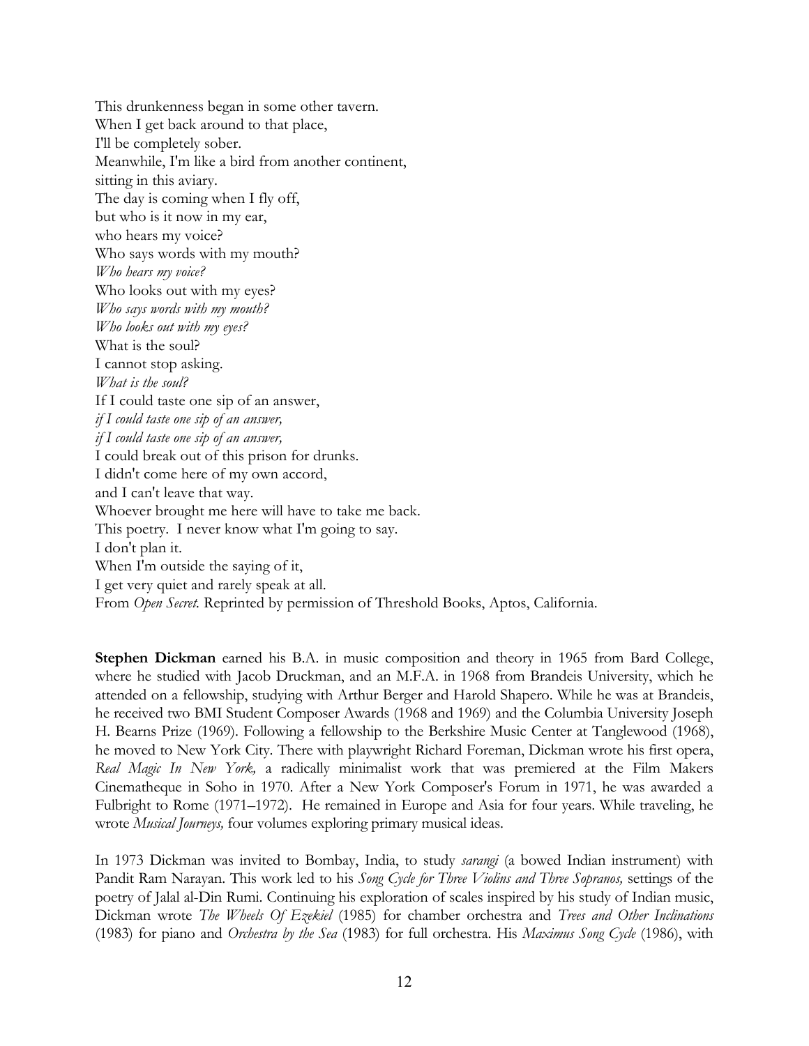This drunkenness began in some other tavern.  
When I get back around to that place,  
I'll be completely sober.  
Meanwhile, I'm like a bird from another continent,  
sitting in this aviary.  
The day is coming when I fly off,  
but who is it now in my ear,  
who hears my voice?  
Who says words with my mouth?  
*Who hears my voice?*  
Who looks out with my eyes?  
*Who says words with my mouth?*  
*Who looks out with my eyes?*  
What is the soul?  
I cannot stop asking.  
*What is the soul?*  
If I could taste one sip of an answer,  
*if I could taste one sip of an answer,*  
*if I could taste one sip of an answer,*  
I could break out of this prison for drunks.  
I didn't come here of my own accord,  
and I can't leave that way.  
Whoever brought me here will have to take me back.  
This poetry. I never know what I'm going to say.  
I don't plan it.  
When I'm outside the saying of it,  
I get very quiet and rarely speak at all.  
From *Open Secret.* Reprinted by permission of Threshold Books, Aptos, California.

**Stephen Dickman** earned his B.A. in music composition and theory in 1965 from Bard College, where he studied with Jacob Druckman, and an M.F.A. in 1968 from Brandeis University, which he attended on a fellowship, studying with Arthur Berger and Harold Shapero. While he was at Brandeis, he received two BMI Student Composer Awards (1968 and 1969) and the Columbia University Joseph H. Bearns Prize (1969). Following a fellowship to the Berkshire Music Center at Tanglewood (1968), he moved to New York City. There with playwright Richard Foreman, Dickman wrote his first opera, *Real Magic In New York,* a radically minimalist work that was premiered at the Film Makers Cinematheque in Soho in 1970. After a New York Composer's Forum in 1971, he was awarded a Fulbright to Rome (1971–1972). He remained in Europe and Asia for four years. While traveling, he wrote *Musical Journeys,* four volumes exploring primary musical ideas.

In 1973 Dickman was invited to Bombay, India, to study *sarangi* (a bowed Indian instrument) with Pandit Ram Narayan. This work led to his *Song Cycle for Three Violins and Three Sopranos,* settings of the poetry of Jalal al-Din Rumi. Continuing his exploration of scales inspired by his study of Indian music, Dickman wrote *The Wheels Of Ezekiel* (1985) for chamber orchestra and *Trees and Other Inclinations* (1983) for piano and *Orchestra by the Sea* (1983) for full orchestra. His *Maximus Song Cycle* (1986), with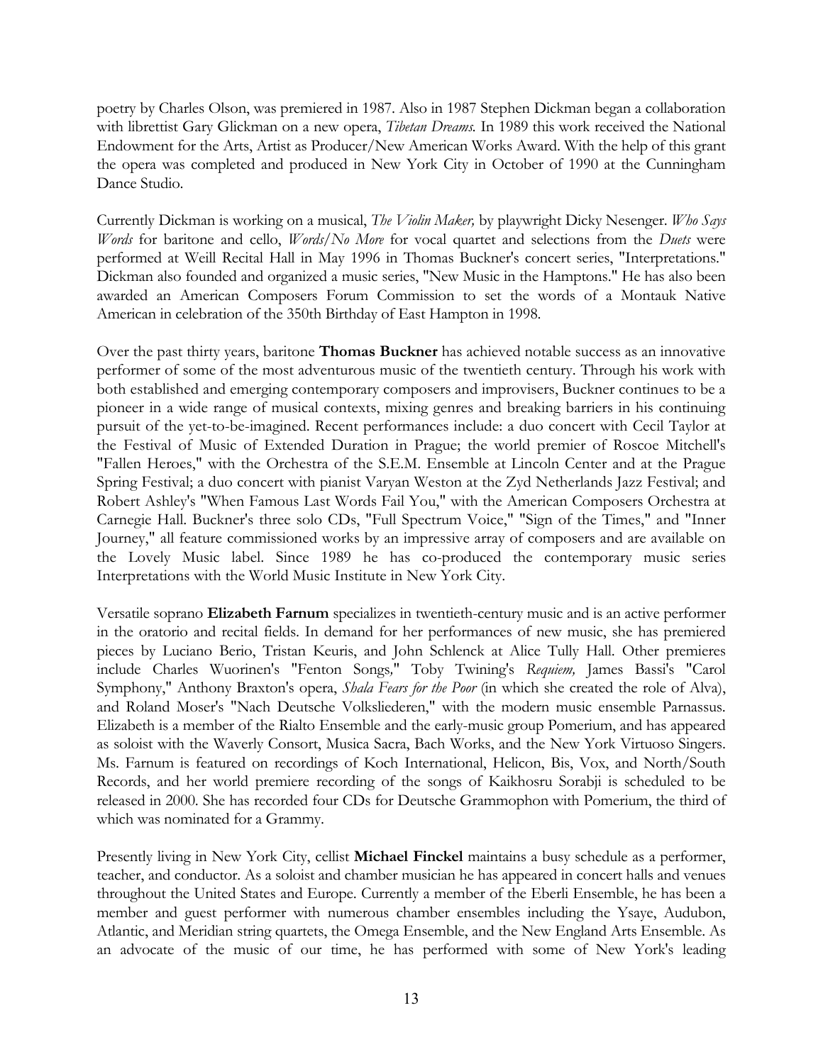poetry by Charles Olson, was premiered in 1987. Also in 1987 Stephen Dickman began a collaboration with librettist Gary Glickman on a new opera, *Tibetan Dreams.* In 1989 this work received the National Endowment for the Arts, Artist as Producer/New American Works Award. With the help of this grant the opera was completed and produced in New York City in October of 1990 at the Cunningham Dance Studio.

Currently Dickman is working on a musical, *The Violin Maker,* by playwright Dicky Nesenger. *Who Says Words* for baritone and cello, *Words/No More* for vocal quartet and selections from the *Duets* were performed at Weill Recital Hall in May 1996 in Thomas Buckner's concert series, "Interpretations." Dickman also founded and organized a music series, "New Music in the Hamptons." He has also been awarded an American Composers Forum Commission to set the words of a Montauk Native American in celebration of the 350th Birthday of East Hampton in 1998.

Over the past thirty years, baritone **Thomas Buckner** has achieved notable success as an innovative performer of some of the most adventurous music of the twentieth century. Through his work with both established and emerging contemporary composers and improvisers, Buckner continues to be a pioneer in a wide range of musical contexts, mixing genres and breaking barriers in his continuing pursuit of the yet-to-be-imagined. Recent performances include: a duo concert with Cecil Taylor at the Festival of Music of Extended Duration in Prague; the world premier of Roscoe Mitchell's "Fallen Heroes," with the Orchestra of the S.E.M. Ensemble at Lincoln Center and at the Prague Spring Festival; a duo concert with pianist Varyan Weston at the Zyd Netherlands Jazz Festival; and Robert Ashley's "When Famous Last Words Fail You," with the American Composers Orchestra at Carnegie Hall. Buckner's three solo CDs, "Full Spectrum Voice," "Sign of the Times," and "Inner Journey," all feature commissioned works by an impressive array of composers and are available on the Lovely Music label. Since 1989 he has co-produced the contemporary music series Interpretations with the World Music Institute in New York City.

Versatile soprano **Elizabeth Farnum** specializes in twentieth-century music and is an active performer in the oratorio and recital fields. In demand for her performances of new music, she has premiered pieces by Luciano Berio, Tristan Keuris, and John Schlenck at Alice Tully Hall. Other premieres include Charles Wuorinen's "Fenton Songs," Toby Twining's *Requiem,* James Bassi's "Carol Symphony," Anthony Braxton's opera, *Shala Fears for the Poor* (in which she created the role of Alva), and Roland Moser's "Nach Deutsche Volksliedern," with the modern music ensemble Parnassus. Elizabeth is a member of the Rialto Ensemble and the early-music group Pomerium, and has appeared as soloist with the Waverly Consort, Musica Sacra, Bach Works, and the New York Virtuoso Singers. Ms. Farnum is featured on recordings of Koch International, Helicon, Bis, Vox, and North/South Records, and her world premiere recording of the songs of Kaikhosru Sorabji is scheduled to be released in 2000. She has recorded four CDs for Deutsche Grammophon with Pomerium, the third of which was nominated for a Grammy.

Presently living in New York City, cellist **Michael Finckel** maintains a busy schedule as a performer, teacher, and conductor. As a soloist and chamber musician he has appeared in concert halls and venues throughout the United States and Europe. Currently a member of the Eberli Ensemble, he has been a member and guest performer with numerous chamber ensembles including the Ysaye, Audubon, Atlantic, and Meridian string quartets, the Omega Ensemble, and the New England Arts Ensemble. As an advocate of the music of our time, he has performed with some of New York's leading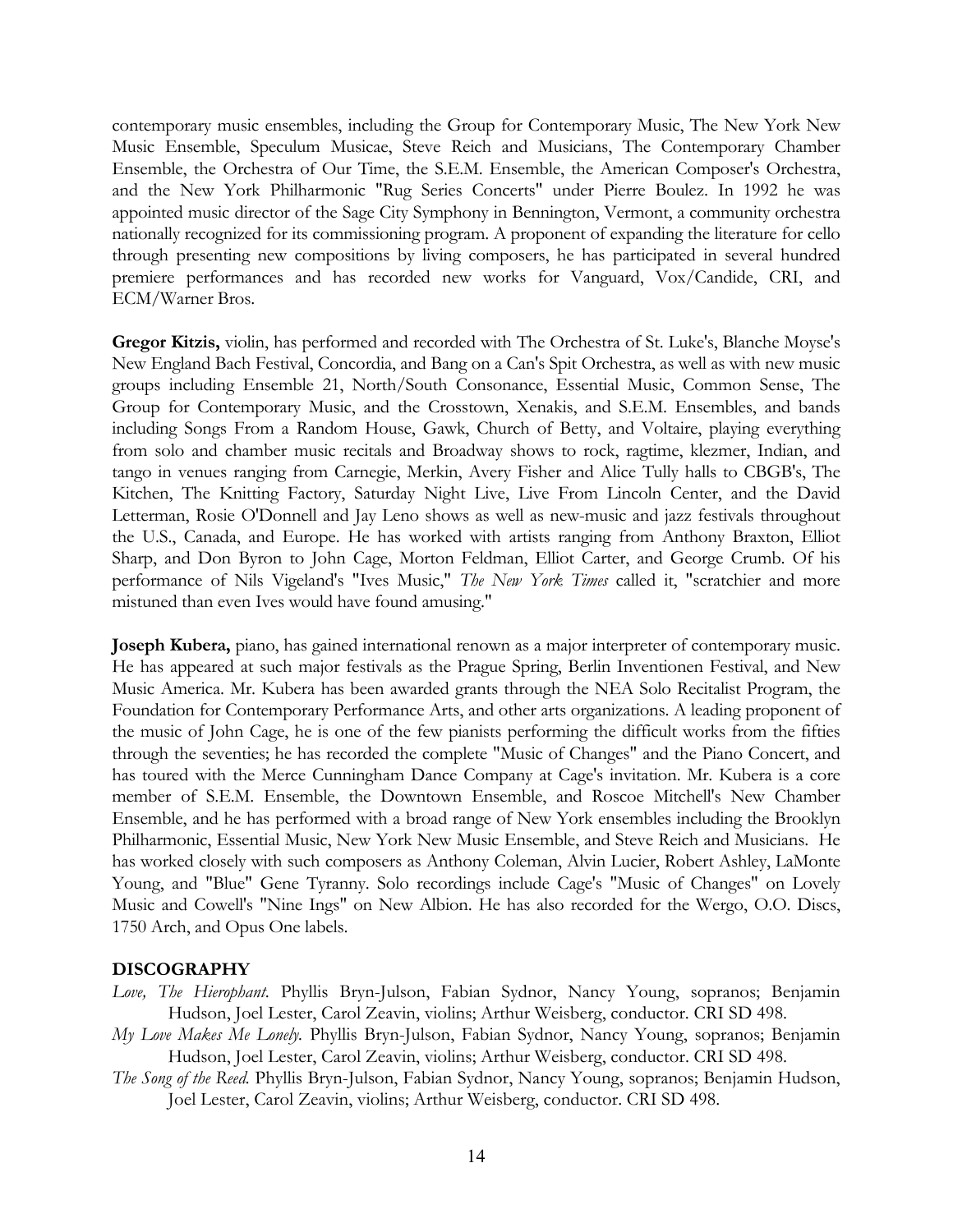contemporary music ensembles, including the Group for Contemporary Music, The New York New Music Ensemble, Speculum Musicae, Steve Reich and Musicians, The Contemporary Chamber Ensemble, the Orchestra of Our Time, the S.E.M. Ensemble, the American Composer's Orchestra, and the New York Philharmonic "Rug Series Concerts" under Pierre Boulez. In 1992 he was appointed music director of the Sage City Symphony in Bennington, Vermont, a community orchestra nationally recognized for its commissioning program. A proponent of expanding the literature for cello through presenting new compositions by living composers, he has participated in several hundred premiere performances and has recorded new works for Vanguard, Vox/Candide, CRI, and ECM/Warner Bros.

**Gregor Kitzis,** violin, has performed and recorded with The Orchestra of St. Luke's, Blanche Moyse's New England Bach Festival, Concordia, and Bang on a Can's Spit Orchestra, as well as with new music groups including Ensemble 21, North/South Consonance, Essential Music, Common Sense, The Group for Contemporary Music, and the Crosstown, Xenakis, and S.E.M. Ensembles, and bands including Songs From a Random House, Gawk, Church of Betty, and Voltaire, playing everything from solo and chamber music recitals and Broadway shows to rock, ragtime, klezmer, Indian, and tango in venues ranging from Carnegie, Merkin, Avery Fisher and Alice Tully halls to CBGB's, The Kitchen, The Knitting Factory, Saturday Night Live, Live From Lincoln Center, and the David Letterman, Rosie O'Donnell and Jay Leno shows as well as new-music and jazz festivals throughout the U.S., Canada, and Europe. He has worked with artists ranging from Anthony Braxton, Elliot Sharp, and Don Byron to John Cage, Morton Feldman, Elliot Carter, and George Crumb. Of his performance of Nils Vigeland's "Ives Music," *The New York Times* called it, "scratchier and more mistuned than even Ives would have found amusing."

**Joseph Kubera,** piano, has gained international renown as a major interpreter of contemporary music. He has appeared at such major festivals as the Prague Spring, Berlin Inventionen Festival, and New Music America. Mr. Kubera has been awarded grants through the NEA Solo Recitalist Program, the Foundation for Contemporary Performance Arts, and other arts organizations. A leading proponent of the music of John Cage, he is one of the few pianists performing the difficult works from the fifties through the seventies; he has recorded the complete "Music of Changes" and the Piano Concert, and has toured with the Merce Cunningham Dance Company at Cage's invitation. Mr. Kubera is a core member of S.E.M. Ensemble, the Downtown Ensemble, and Roscoe Mitchell's New Chamber Ensemble, and he has performed with a broad range of New York ensembles including the Brooklyn Philharmonic, Essential Music, New York New Music Ensemble, and Steve Reich and Musicians. He has worked closely with such composers as Anthony Coleman, Alvin Lucier, Robert Ashley, LaMonte Young, and "Blue" Gene Tyranny. Solo recordings include Cage's "Music of Changes" on Lovely Music and Cowell's "Nine Ings" on New Albion. He has also recorded for the Wergo, O.O. Discs, 1750 Arch, and Opus One labels.

## DISCOGRAPHY

*Love, The Hierophant.* Phyllis Bryn-Julson, Fabian Sydnor, Nancy Young, sopranos; Benjamin Hudson, Joel Lester, Carol Zeavin, violins; Arthur Weisberg, conductor. CRI SD 498.

*My Love Makes Me Lonely.* Phyllis Bryn-Julson, Fabian Sydnor, Nancy Young, sopranos; Benjamin Hudson, Joel Lester, Carol Zeavin, violins; Arthur Weisberg, conductor. CRI SD 498.

*The Song of the Reed.* Phyllis Bryn-Julson, Fabian Sydnor, Nancy Young, sopranos; Benjamin Hudson, Joel Lester, Carol Zeavin, violins; Arthur Weisberg, conductor. CRI SD 498.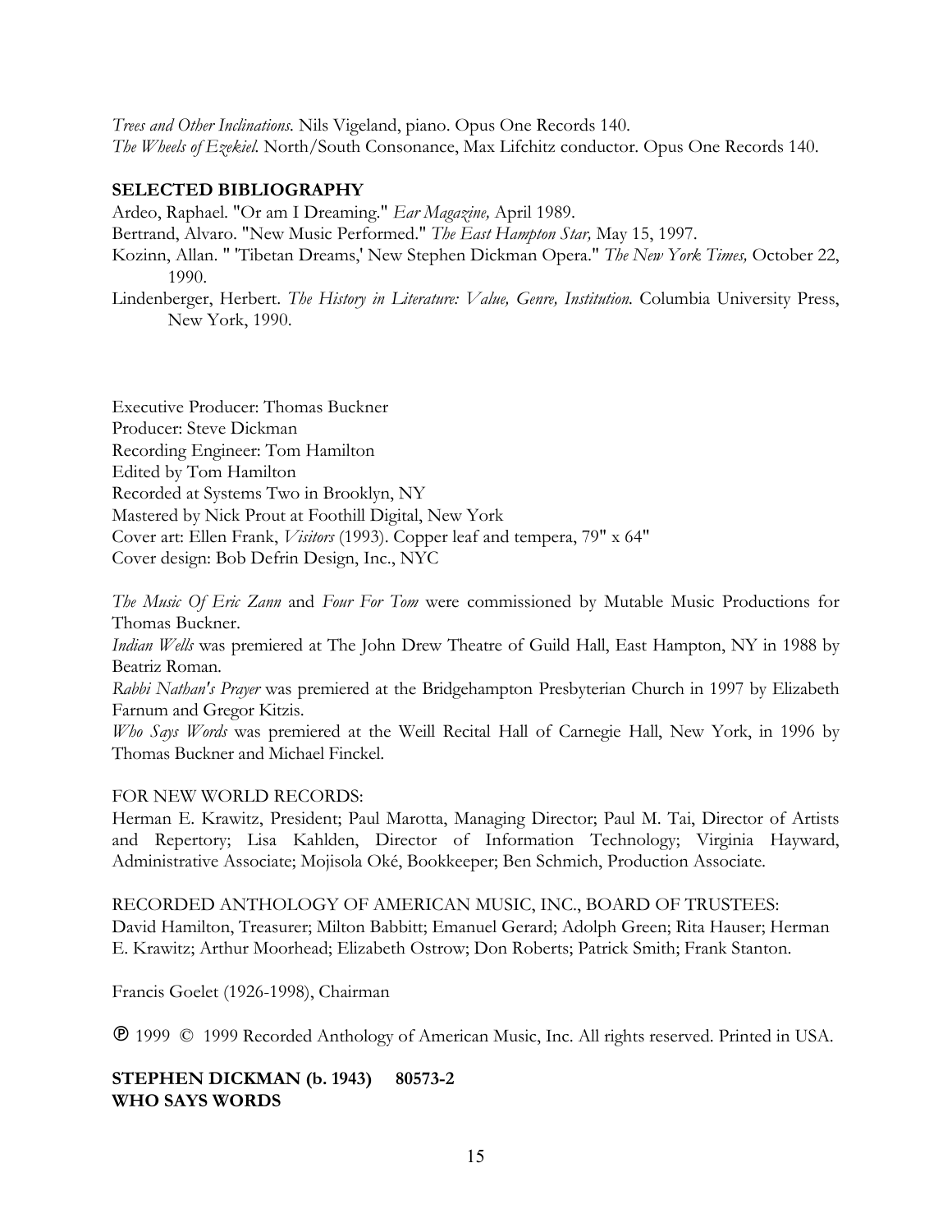*Trees and Other Inclinations.* Nils Vigeland, piano. Opus One Records 140.
*The Wheels of Ezekiel.* North/South Consonance, Max Lifchitz conductor. Opus One Records 140.

**SELECTED BIBLIOGRAPHY**

Ardeo, Raphael. "Or am I Dreaming." *Ear Magazine,* April 1989.
Bertrand, Alvaro. "New Music Performed." *The East Hampton Star,* May 15, 1997.
Kozinn, Allan. " 'Tibetan Dreams,' New Stephen Dickman Opera." *The New York Times,* October 22, 1990.
Lindenberger, Herbert. *The History in Literature: Value, Genre, Institution.* Columbia University Press, New York, 1990.

Executive Producer: Thomas Buckner
Producer: Steve Dickman
Recording Engineer: Tom Hamilton
Edited by Tom Hamilton
Recorded at Systems Two in Brooklyn, NY
Mastered by Nick Prout at Foothill Digital, New York
Cover art: Ellen Frank, *Visitors* (1993). Copper leaf and tempera, 79" x 64"
Cover design: Bob Defrin Design, Inc., NYC

*The Music Of Eric Zann* and *Four For Tom* were commissioned by Mutable Music Productions for Thomas Buckner.
*Indian Wells* was premiered at The John Drew Theatre of Guild Hall, East Hampton, NY in 1988 by Beatriz Roman.
*Rabbi Nathan's Prayer* was premiered at the Bridgehampton Presbyterian Church in 1997 by Elizabeth Farnum and Gregor Kitzis.
*Who Says Words* was premiered at the Weill Recital Hall of Carnegie Hall, New York, in 1996 by Thomas Buckner and Michael Finckel.

FOR NEW WORLD RECORDS:
Herman E. Krawitz, President; Paul Marotta, Managing Director; Paul M. Tai, Director of Artists and Repertory; Lisa Kahlden, Director of Information Technology; Virginia Hayward, Administrative Associate; Mojisola Oké, Bookkeeper; Ben Schmich, Production Associate.

RECORDED ANTHOLOGY OF AMERICAN MUSIC, INC., BOARD OF TRUSTEES:
David Hamilton, Treasurer; Milton Babbitt; Emanuel Gerard; Adolph Green; Rita Hauser; Herman E. Krawitz; Arthur Moorhead; Elizabeth Ostrow; Don Roberts; Patrick Smith; Frank Stanton.

Francis Goelet (1926-1998), Chairman

℗ 1999 © 1999 Recorded Anthology of American Music, Inc. All rights reserved. Printed in USA.

**STEPHEN DICKMAN (b. 1943) 80573-2**
**WHO SAYS WORDS**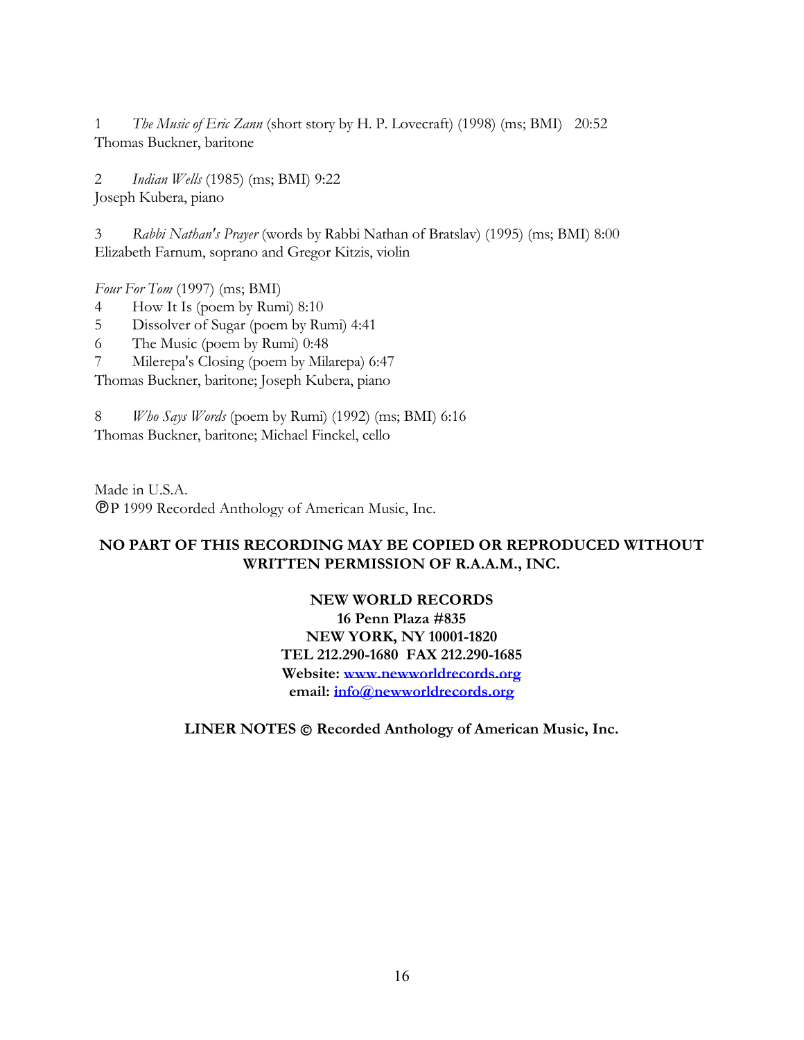1 *The Music of Eric Zann* (short story by H. P. Lovecraft) (1998) (ms; BMI) 20:52
Thomas Buckner, baritone

2 *Indian Wells* (1985) (ms; BMI) 9:22
Joseph Kubera, piano

3 *Rabbi Nathan's Prayer* (words by Rabbi Nathan of Bratslav) (1995) (ms; BMI) 8:00
Elizabeth Farnum, soprano and Gregor Kitzis, violin

*Four For Tom* (1997) (ms; BMI)

4 How It Is (poem by Rumi) 8:10
5 Dissolver of Sugar (poem by Rumi) 4:41
6 The Music (poem by Rumi) 0:48
7 Milerepa's Closing (poem by Milarepa) 6:47

Thomas Buckner, baritone; Joseph Kubera, piano

8 *Who Says Words* (poem by Rumi) (1992) (ms; BMI) 6:16
Thomas Buckner, baritone; Michael Finckel, cello

Made in U.S.A.
℗P 1999 Recorded Anthology of American Music, Inc.

**NO PART OF THIS RECORDING MAY BE COPIED OR REPRODUCED WITHOUT WRITTEN PERMISSION OF R.A.A.M., INC.**

**NEW WORLD RECORDS**
**16 Penn Plaza #835**
**NEW YORK, NY 10001-1820**
**TEL 212.290-1680 FAX 212.290-1685**
**Website: www.newworldrecords.org**
**email: info@newworldrecords.org**

**LINER NOTES © Recorded Anthology of American Music, Inc.**